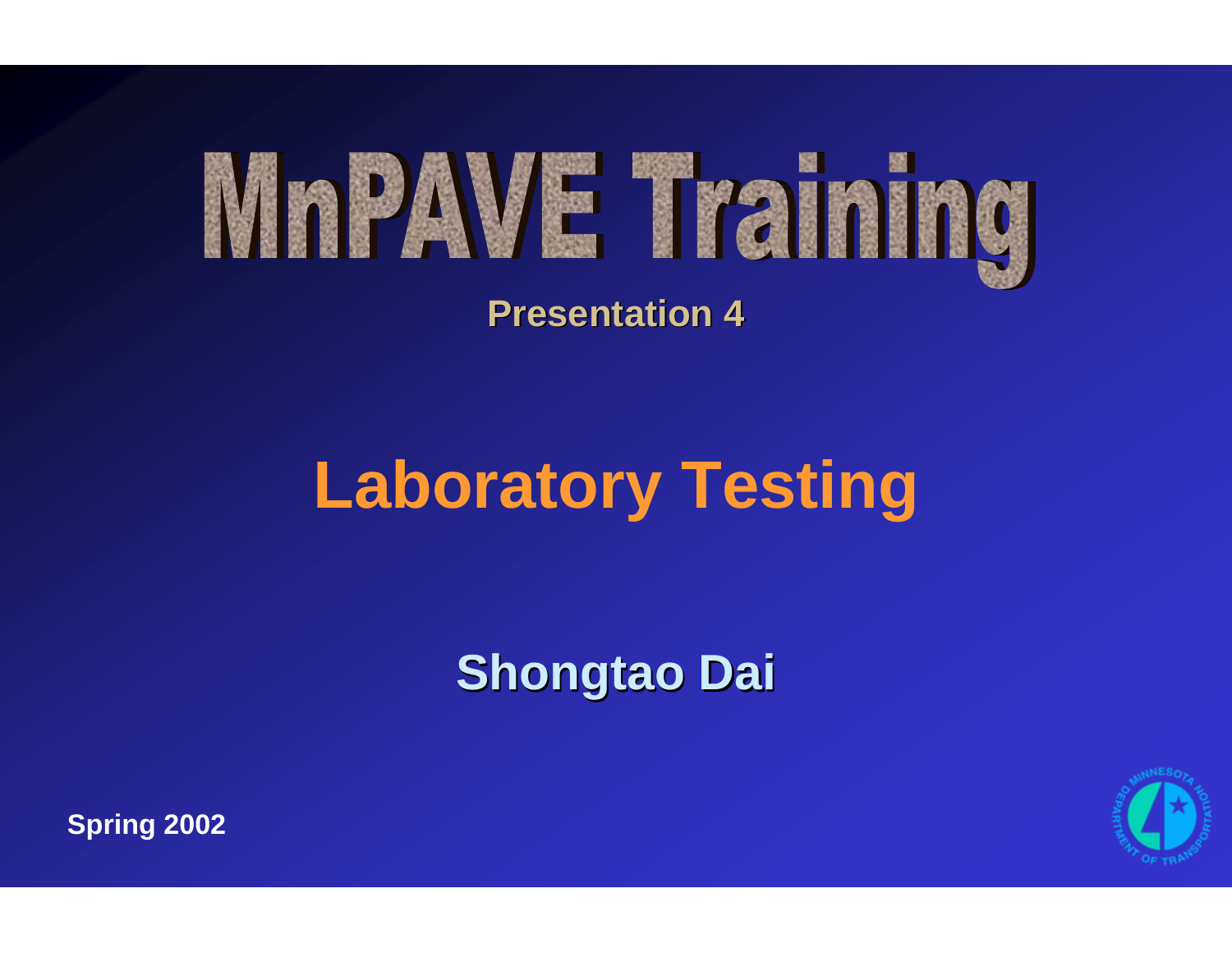# MnPAVE Training

**Presentation 4**

## Laboratory Testing

**Shongtao Dai**

**Spring 2002**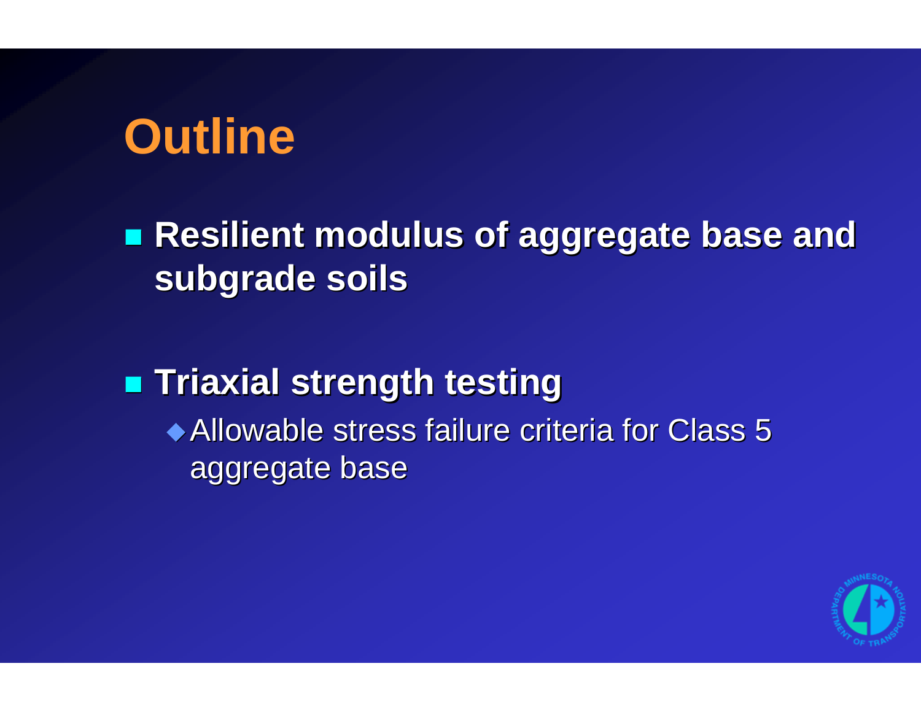# Outline

- **Resilient modulus of aggregate base and subgrade soils**
- **Triaxial strength testing**
  - Allowable stress failure criteria for Class 5 aggregate base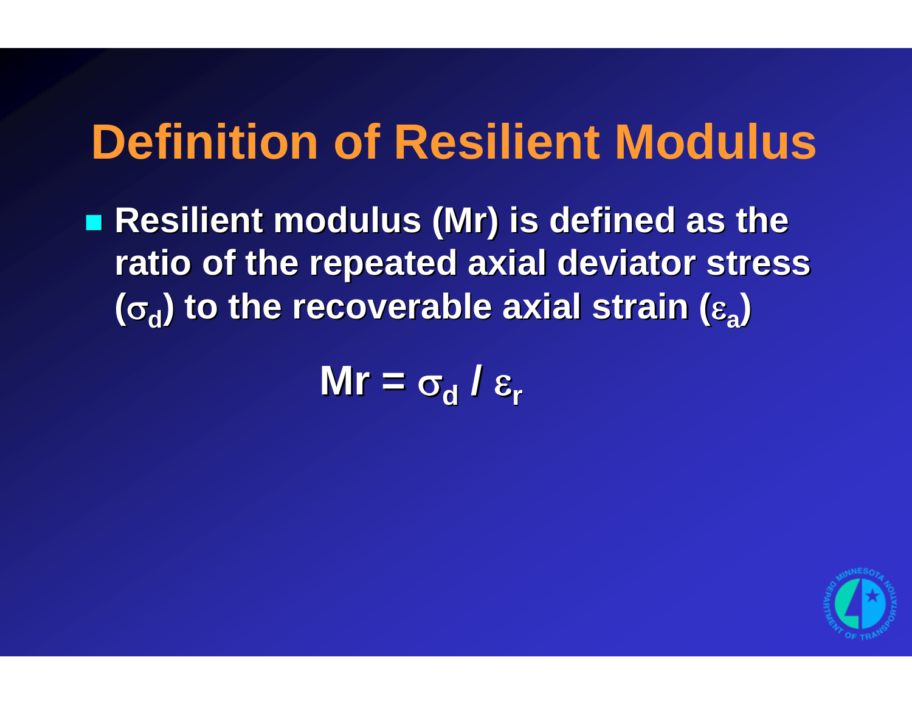# Definition of Resilient Modulus

- Resilient modulus (Mr) is defined as the ratio of the repeated axial deviator stress ($\sigma_d$) to the recoverable axial strain ($\varepsilon_a$)

$$Mr = \sigma_d / \varepsilon_r$$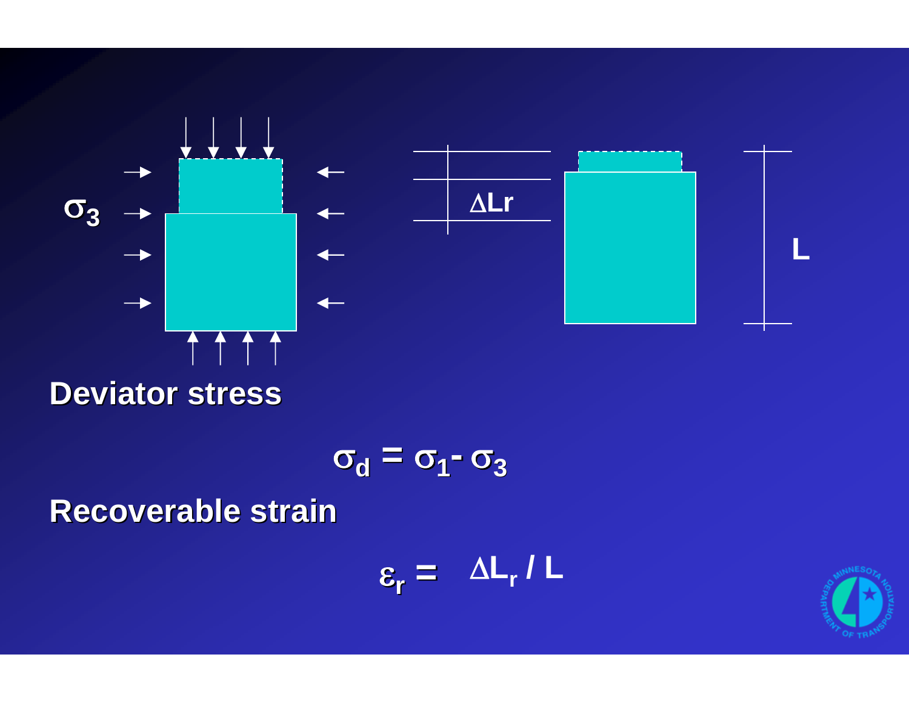$\sigma_3$

$\Delta Lr$

$L$

**Deviator stress**

$$\sigma_d = \sigma_1 - \sigma_3$$

**Recoverable strain**

$$\varepsilon_r = \Delta L_r / L$$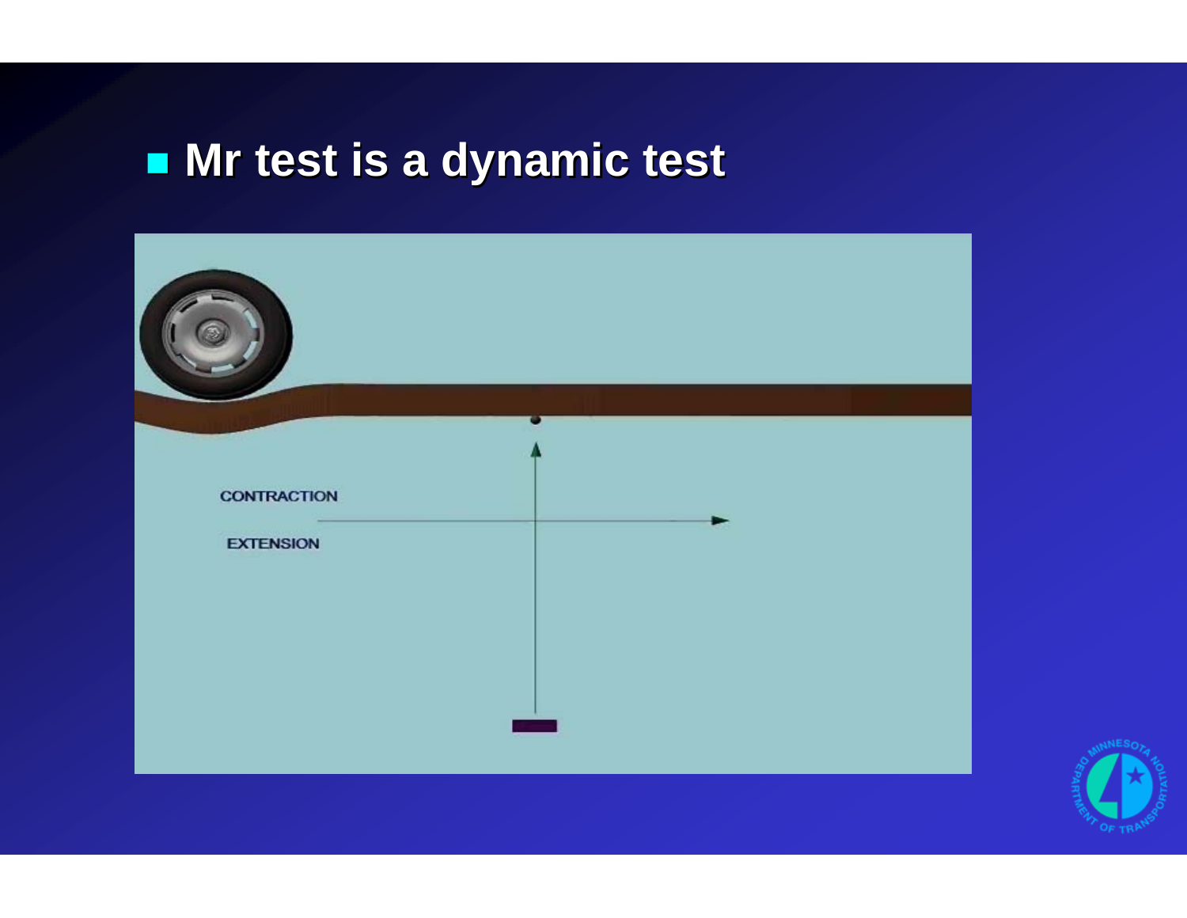- **Mr test is a dynamic test**

CONTRACTION

EXTENSION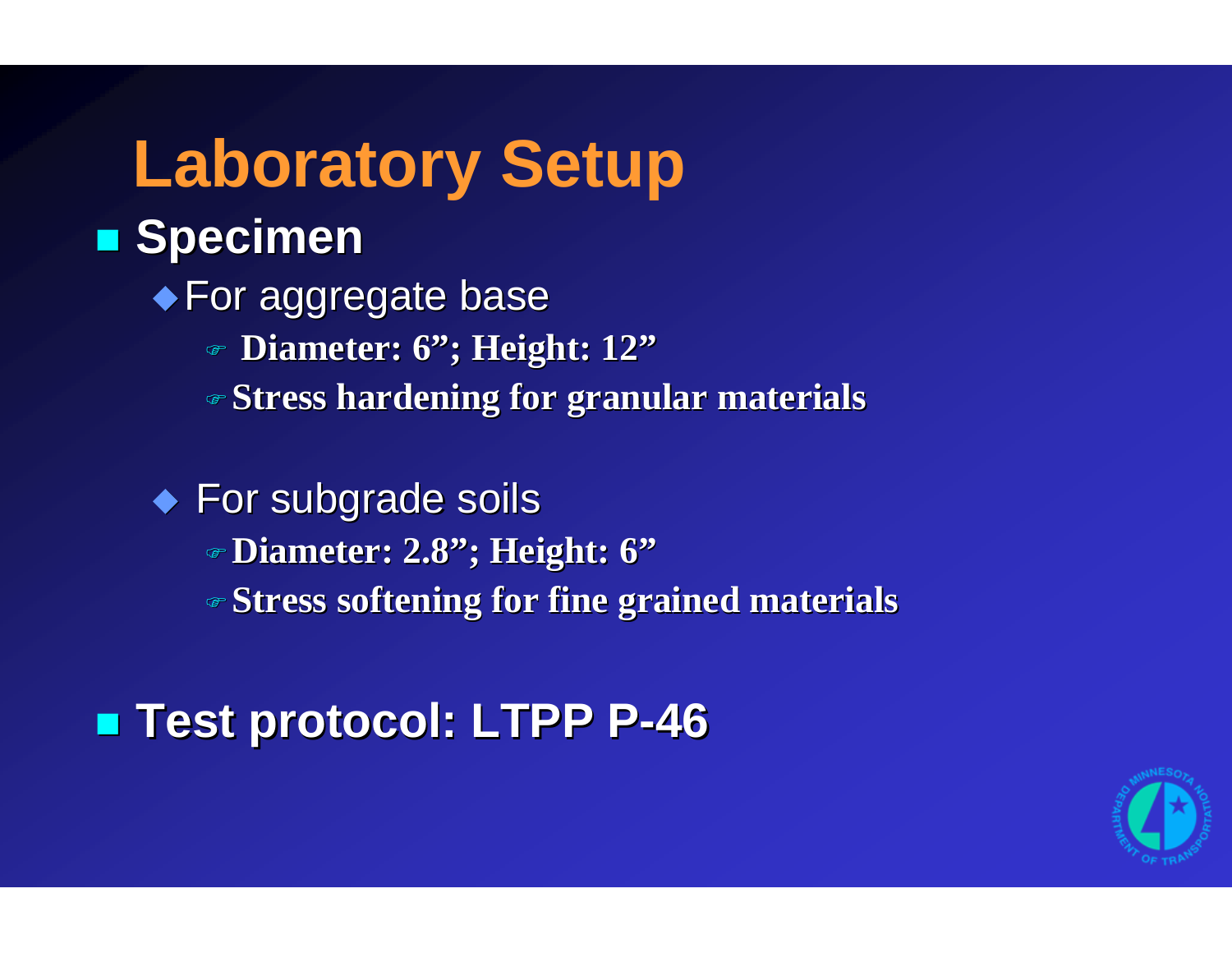# Laboratory Setup

- **Specimen**
  - For aggregate base
    - **Diameter: 6”; Height: 12”**
    - **Stress hardening for granular materials**
  - For subgrade soils
    - **Diameter: 2.8”; Height: 6”**
    - **Stress softening for fine grained materials**
- **Test protocol: LTPP P-46**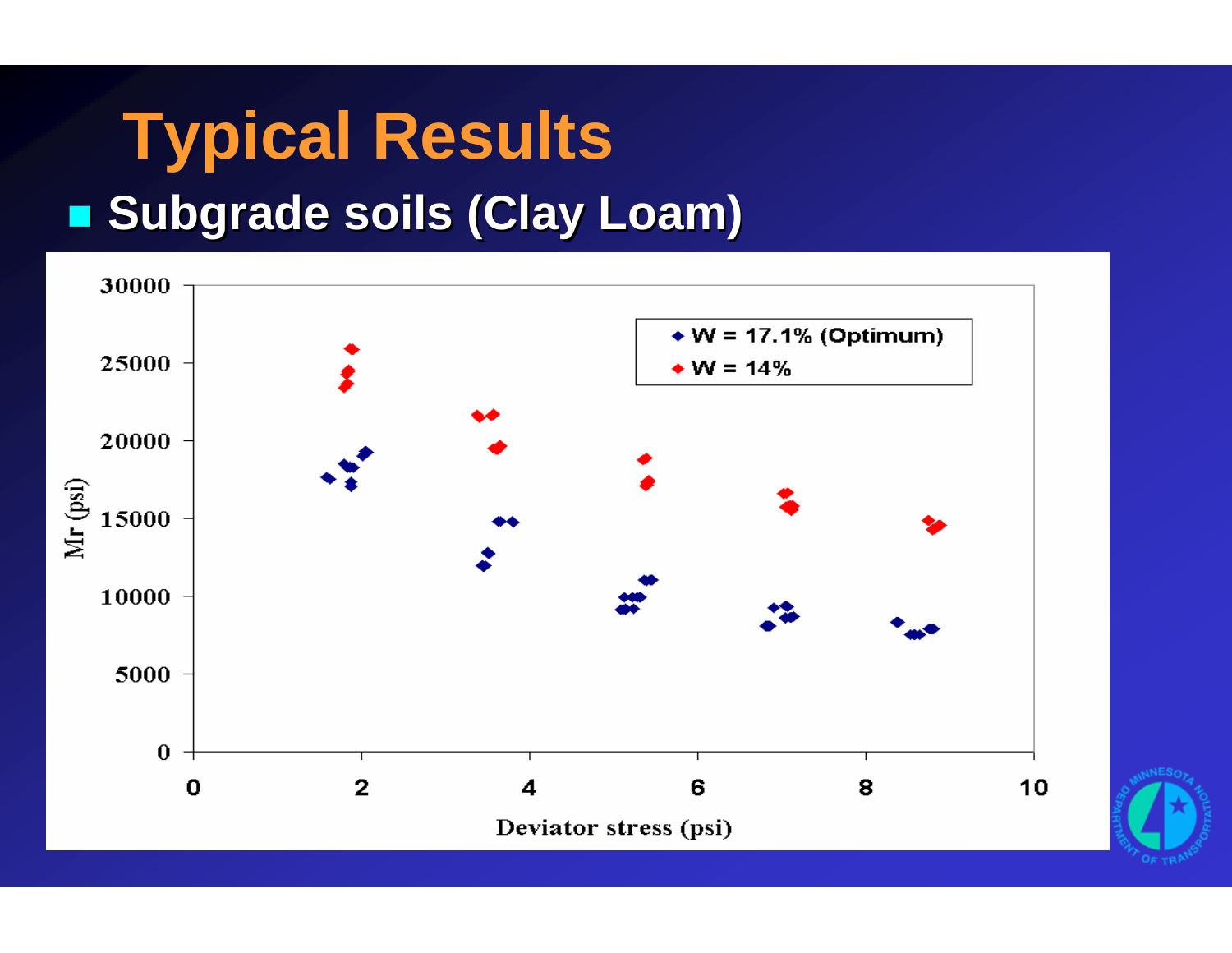# Typical Results

- **Subgrade soils (Clay Loam)**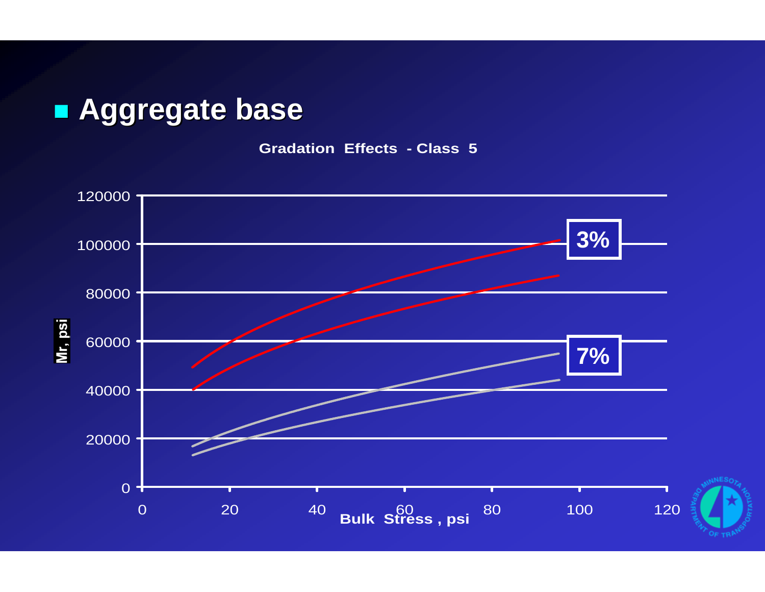## Aggregate base

**Gradation Effects - Class 5**

Mr, psi

120000

100000

80000

60000

40000

20000

0

0 20 40 60 80 100 120

**Bulk Stress , psi**

**3%**

**7%**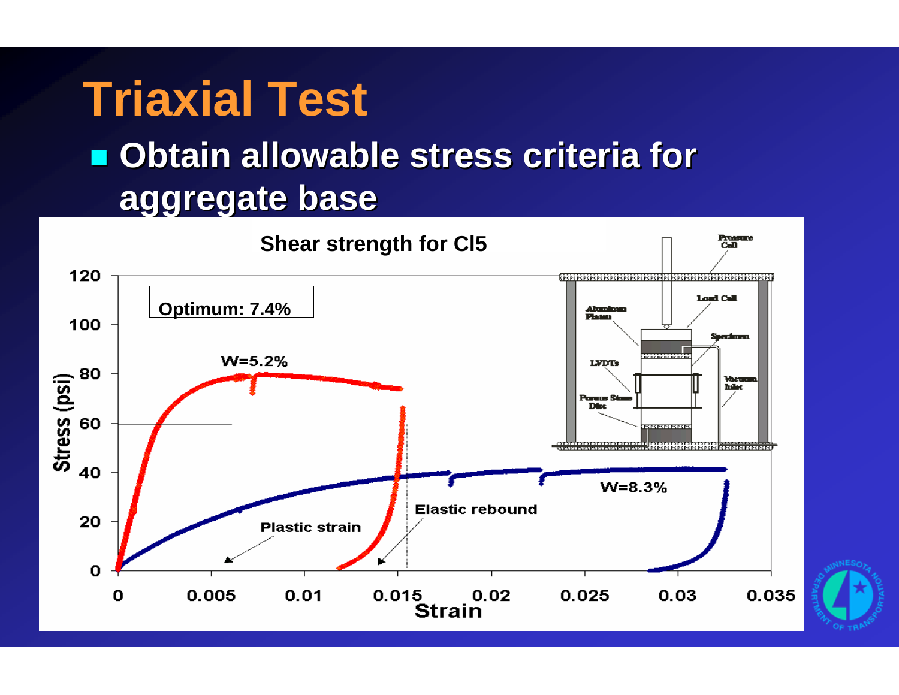# Triaxial Test

- Obtain allowable stress criteria for aggregate base

**Shear strength for Cl5**

Optimum: 7.4%

W=5.2%

W=8.3%

Plastic strain

Elastic rebound

Stress (psi)

Strain

Pressure Cell

Load Cell

Aluminum Platen

Specimen

LVDTs

Vacuum Inlet

Porous Stone Disc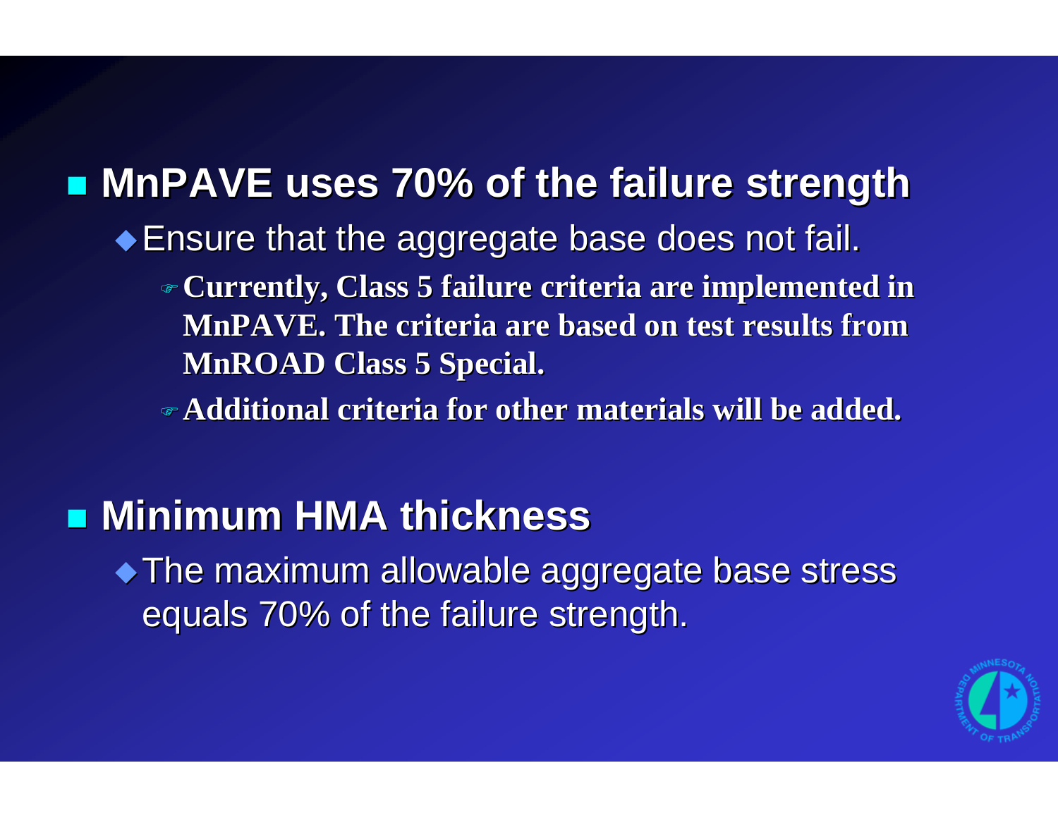- **MnPAVE uses 70% of the failure strength**
  - Ensure that the aggregate base does not fail.
    - **Currently, Class 5 failure criteria are implemented in MnPAVE. The criteria are based on test results from MnROAD Class 5 Special.**
    - **Additional criteria for other materials will be added.**

- **Minimum HMA thickness**
  - The maximum allowable aggregate base stress equals 70% of the failure strength.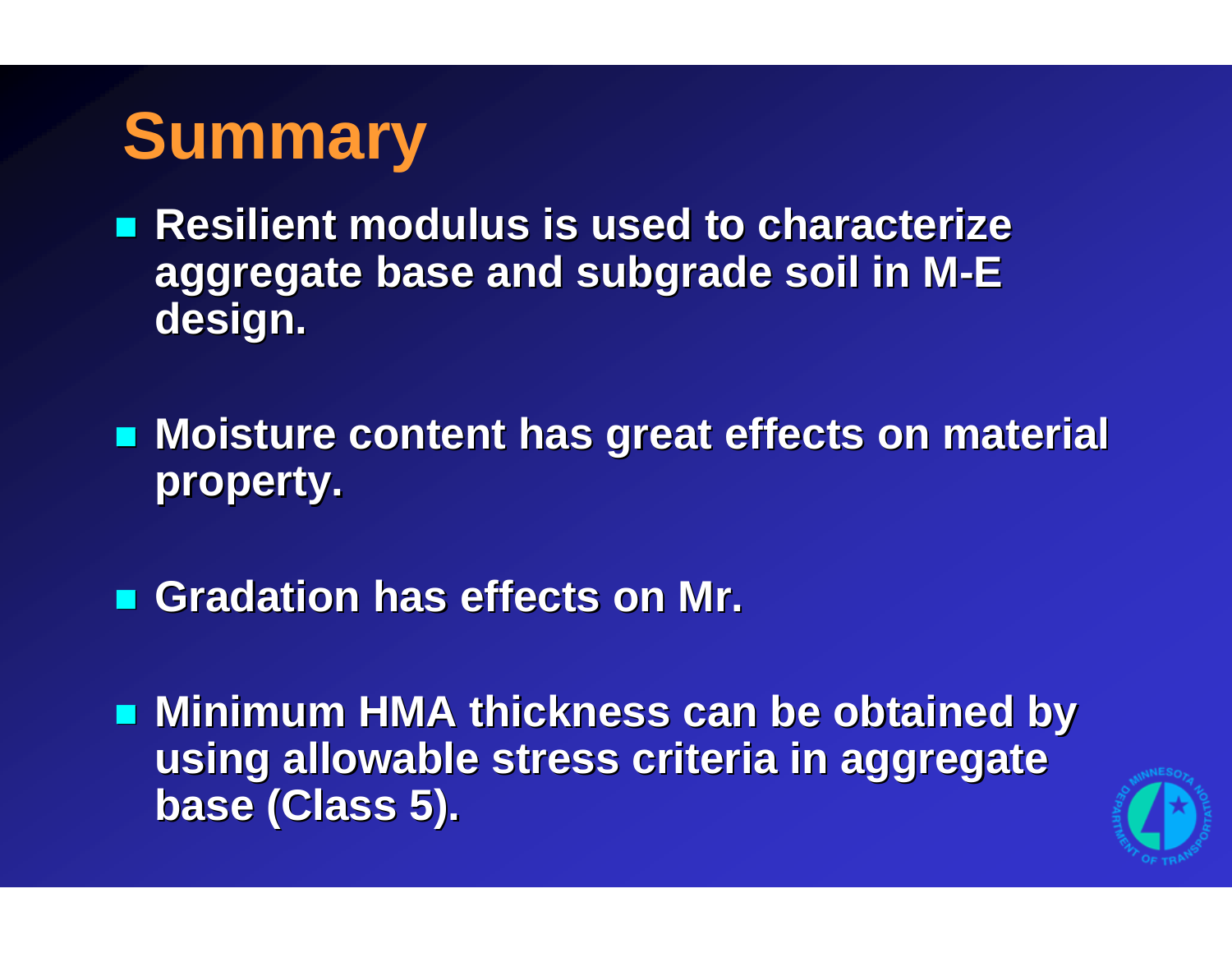# Summary

- Resilient modulus is used to characterize aggregate base and subgrade soil in M-E design.
- Moisture content has great effects on material property.
- Gradation has effects on Mr.
- Minimum HMA thickness can be obtained by using allowable stress criteria in aggregate base (Class 5).